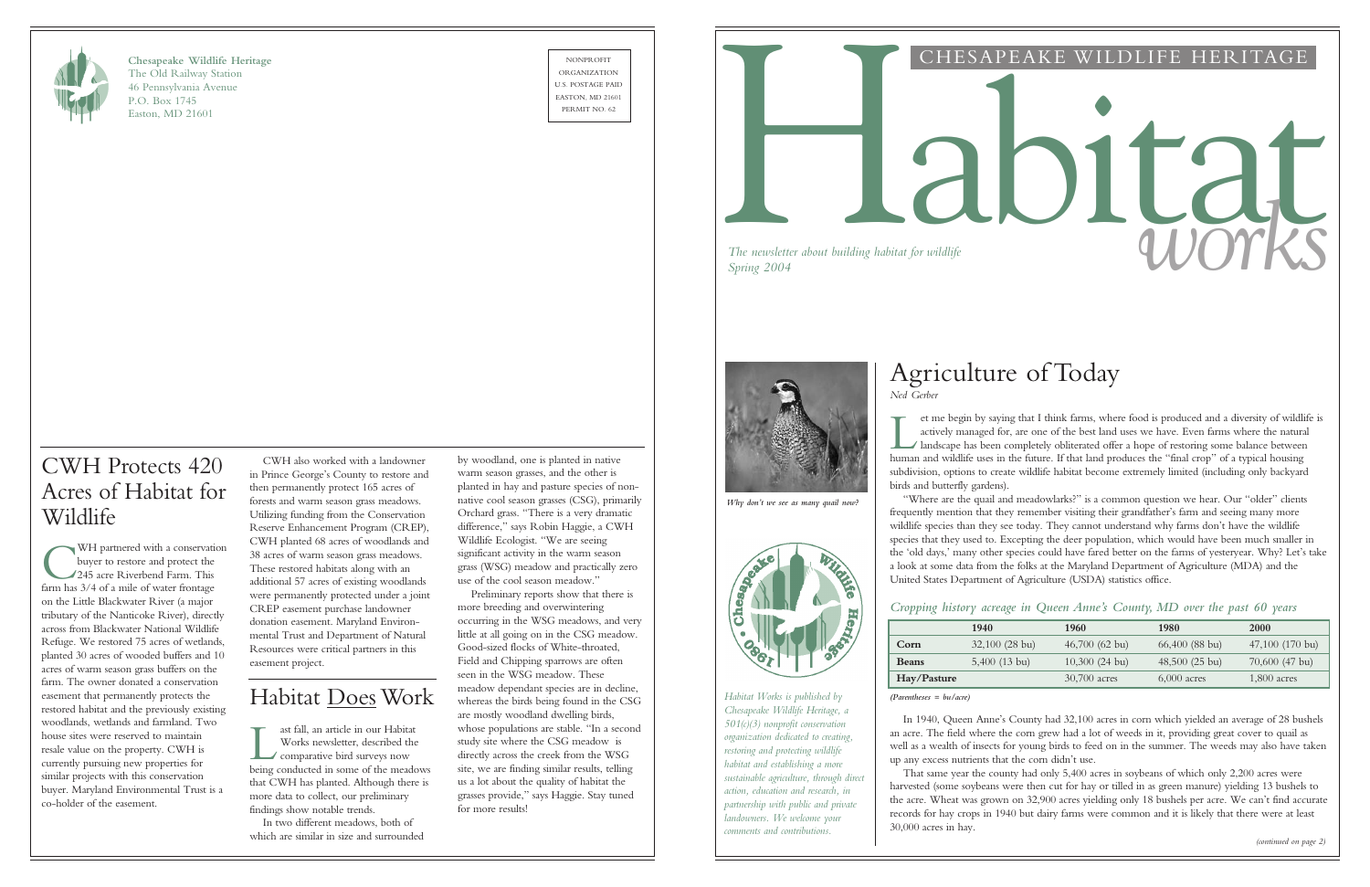**Chesapeake Wildlife Heritage**
The Old Railway Station
46 Pennsylvania Avenue
P.O. Box 1745
Easton, MD 21601

NONPROFIT
ORGANIZATION
U.S. POSTAGE PAID
EASTON, MD 21601
PERMIT NO. 62

# CWH Protects 420 Acres of Habitat for Wildlife

CWH partnered with a conservation buyer to restore and protect the 245 acre Riverbend Farm. This farm has 3/4 of a mile of water frontage on the Little Blackwater River (a major tributary of the Nanticoke River), directly across from Blackwater National Wildlife Refuge. We restored 75 acres of wetlands, planted 30 acres of wooded buffers and 10 acres of warm season grass buffers on the farm. The owner donated a conservation easement that permanently protects the restored habitat and the previously existing woodlands, wetlands and farmland. Two house sites were reserved to maintain resale value on the property. CWH is currently pursuing new properties for similar projects with this conservation buyer. Maryland Environmental Trust is a co-holder of the easement.

CWH also worked with a landowner in Prince George's County to restore and then permanently protect 165 acres of forests and warm season grass meadows. Utilizing funding from the Conservation Reserve Enhancement Program (CREP), CWH planted 68 acres of woodlands and 38 acres of warm season grass meadows. These restored habitats along with an additional 57 acres of existing woodlands were permanently protected under a joint CREP easement purchase landowner donation easement. Maryland Environmental Trust and Department of Natural Resources were critical partners in this easement project.

# Habitat Does Work

Last fall, an article in our Habitat Works newsletter, described the comparative bird surveys now being conducted in some of the meadows that CWH has planted. Although there is more data to collect, our preliminary findings show notable trends.

In two different meadows, both of which are similar in size and surrounded by woodland, one is planted in native warm season grasses, and the other is planted in hay and pasture species of non-native cool season grasses (CSG), primarily Orchard grass. "There is a very dramatic difference," says Robin Haggie, a CWH Wildlife Ecologist. "We are seeing significant activity in the warm season grass (WSG) meadow and practically zero use of the cool season meadow."

Preliminary reports show that there is more breeding and overwintering occurring in the WSG meadows, and very little at all going on in the CSG meadow. Good-sized flocks of White-throated, Field and Chipping sparrows are often seen in the WSG meadow. These meadow dependant species are in decline, whereas the birds being found in the CSG are mostly woodland dwelling birds, whose populations are stable. "In a second study site where the CSG meadow is directly across the creek from the WSG site, we are finding similar results, telling us a lot about the quality of habitat the grasses provide," says Haggie. Stay tuned for more results!

# CHESAPEAKE WILDLIFE HERITAGE Habitat works

*The newsletter about building habitat for wildlife*
*Spring 2004*

*Why don't we see as many quail now?*

*Habitat Works is published by Chesapeake Wildlife Heritage, a 501(c)(3) nonprofit conservation organization dedicated to creating, restoring and protecting wildlife habitat and establishing a more sustainable agriculture, through direct action, education and research, in partnership with public and private landowners. We welcome your comments and contributions.*

# Agriculture of Today

*Ned Gerber*

Let me begin by saying that I think farms, where food is produced and a diversity of wildlife is actively managed for, are one of the best land uses we have. Even farms where the natural landscape has been completely obliterated offer a hope of restoring some balance between human and wildlife uses in the future. If that land produces the "final crop" of a typical housing subdivision, options to create wildlife habitat become extremely limited (including only backyard birds and butterfly gardens).

"Where are the quail and meadowlarks?" is a common question we hear. Our "older" clients frequently mention that they remember visiting their grandfather's farm and seeing many more wildlife species than they see today. They cannot understand why farms don't have the wildlife species that they used to. Excepting the deer population, which would have been much smaller in the 'old days,' many other species could have fared better on the farms of yesteryear. Why? Let's take a look at some data from the folks at the Maryland Department of Agriculture (MDA) and the United States Department of Agriculture (USDA) statistics office.

### *Cropping history acreage in Queen Anne's County, MD over the past 60 years*

| | 1940 | 1960 | 1980 | 2000 |
|---|---|---|---|---|
| **Corn** | 32,100 (28 bu) | 46,700 (62 bu) | 66,400 (88 bu) | 47,100 (170 bu) |
| **Beans** | 5,400 (13 bu) | 10,300 (24 bu) | 48,500 (25 bu) | 70,600 (47 bu) |
| **Hay/Pasture** | | 30,700 acres | 6,000 acres | 1,800 acres |

*(Parentheses = bu/acre)*

In 1940, Queen Anne's County had 32,100 acres in corn which yielded an average of 28 bushels an acre. The field where the corn grew had a lot of weeds in it, providing great cover to quail as well as a wealth of insects for young birds to feed on in the summer. The weeds may also have taken up any excess nutrients that the corn didn't use.

That same year the county had only 5,400 acres in soybeans of which only 2,200 acres were harvested (some soybeans were then cut for hay or tilled in as green manure) yielding 13 bushels to the acre. Wheat was grown on 32,900 acres yielding only 18 bushels per acre. We can't find accurate records for hay crops in 1940 but dairy farms were common and it is likely that there were at least 30,000 acres in hay.

*(continued on page 2)*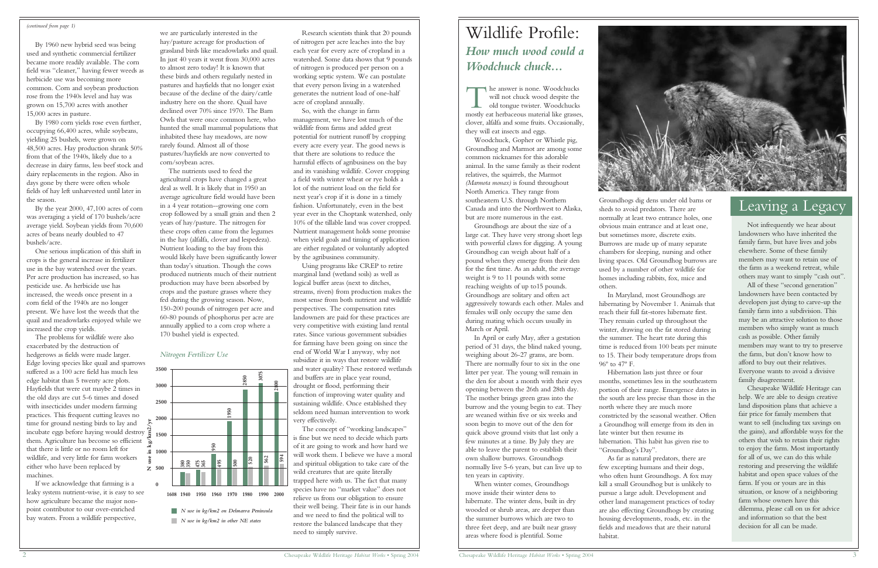*(continued from page 1)*

By 1960 new hybrid seed was being used and synthetic commercial fertilizer became more readily available. The corn field was "cleaner," having fewer weeds as herbicide use was becoming more common. Corn and soybean production rose from the 1940s level and hay was grown on 15,700 acres with another 15,000 acres in pasture.

By 1980 corn yields rose even further, occupying 66,400 acres, while soybeans, yielding 25 bushels, were grown on 48,500 acres. Hay production shrank 50% from that of the 1940s, likely due to a decrease in dairy farms, less beef stock and dairy replacements in the region. Also in days gone by there were often whole fields of hay left unharvested until later in the season.

By the year 2000, 47,100 acres of corn was averaging a yield of 170 bushels/acre average yield. Soybean yields from 70,600 acres of beans nearly doubled to 47 bushels/acre.

One serious implication of this shift in crops is the general increase in fertilizer use in the bay watershed over the years. Per acre production has increased, so has pesticide use. As herbicide use has increased, the weeds once present in a corn field of the 1940s are no longer present. We have lost the weeds that the quail and meadowlarks enjoyed while we increased the crop yields.

The problems for wildlife were also exacerbated by the destruction of hedgerows as fields were made larger. Edge loving species like quail and sparrows suffered as a 100 acre field has much less edge habitat than 5 twenty acre plots. Hayfields that were cut maybe 2 times in the old days are cut 5-6 times and dosed with insecticides under modern farming practices. This frequent cutting leaves no time for ground nesting birds to lay and incubate eggs before haying would destroy them. Agriculture has become so efficient that there is little or no room left for wildlife, and very little for farm workers either who have been replaced by machines.

If we acknowledge that farming is a leaky system nutrient-wise, it is easy to see how agriculture became the major non-point contributor to our over-enriched bay waters. From a wildlife perspective, we are particularly interested in the hay/pasture acreage for production of grassland birds like meadowlarks and quail. In just 40 years it went from 30,000 acres to almost zero today! It is known that these birds and others regularly nested in pastures and hayfields that no longer exist because of the decline of the dairy/cattle industry here on the shore. Quail have declined over 70% since 1970. The Barn Owls that were once common here, who hunted the small mammal populations that inhabited these hay meadows, are now rarely found. Almost all of those pastures/hayfields are now converted to corn/soybean acres.

The nutrients used to feed the agricultural crops have changed a great deal as well. It is likely that in 1950 an average agriculture field would have been in a 4 year rotation--growing one corn crop followed by a small grain and then 2 years of hay/pasture. The nitrogen for these crops often came from the legumes in the hay (alfalfa, clover and lespedeza). Nutrient loading to the bay from this would likely have been significantly lower than today's situation. Though the cows produced nutrients much of their nutrient production may have been absorbed by crops and the pasture grasses where they fed during the growing season. Now, 150-200 pounds of nitrogen per acre and 60-80 pounds of phosphorus per acre are annually applied to a corn crop where a 170 bushel yield is expected.

*Nitrogen Fertilizer Use*

N use in kg/km2/yr

| Year | N use in kg/km2 on Delmarva Peninsula | N use in kg/km2 in other NE states |
|---|---|---|
| 1608 | | |
| 1940 | 380 | 350 |
| 1950 | 475 | 365 |
| 1960 | 950 | 495 |
| 1970 | 1950 | 500 |
| 1980 | 2850 | 520 |
| 1990 | 3075 | 562 |
| 2000 | 2800 | 594 |

Research scientists think that 20 pounds of nitrogen per acre leaches into the bay each year for every acre of cropland in a watershed. Some data shows that 9 pounds of nitrogen is produced per person on a working septic system. We can postulate that every person living in a watershed generates the nutrient load of one-half acre of cropland annually.

So, with the change in farm management, we have lost much of the wildlife from farms and added great potential for nutrient runoff by cropping every acre every year. The good news is that there are solutions to reduce the harmful effects of agribusiness on the bay and its vanishing wildlife. Cover cropping a field with winter wheat or rye holds a lot of the nutrient load on the field for next year's crop if it is done in a timely fashion. Unfortunately, even in the best year ever in the Choptank watershed, only 10% of the tillable land was cover cropped. Nutrient management holds some promise when yield goals and timing of application are either regulated or voluntarily adopted by the agribusiness community.

Using programs like CREP to retire marginal land (wetland soils) as well as logical buffer areas (next to ditches, streams, rivers) from production makes the most sense from both nutrient and wildlife perspectives. The compensation rates landowners are paid for these practices are very competitive with existing land rental rates. Since various government subsidies for farming have been going on since the end of World War I anyway, why not subsidize it in ways that restore wildlife and water quality? These restored wetlands and buffers are in place year round, drought or flood, performing their function of improving water quality and sustaining wildlife. Once established they seldom need human intervention to work very effectively.

The concept of "working landscapes" is fine but we need to decide which parts of it are going to work and how hard we will work them. I believe we have a moral and spiritual obligation to take care of the wild creatures that are quite literally trapped here with us. The fact that many species have no "market value" does not relieve us from our obligation to ensure their well being. Their fate is in our hands and we need to find the political will to restore the balanced landscape that they need to simply survive.

# Wildlife Profile:

## *How much wood could a Woodchuck chuck…*

The answer is none. Woodchucks will not chuck wood despite the old tongue twister. Woodchucks mostly eat herbaceous material like grasses, clover, alfalfa and some fruits. Occasionally, they will eat insects and eggs.

Woodchuck, Gopher or Whistle pig, Groundhog and Marmot are among some common nicknames for this adorable animal. In the same family as their rodent relatives, the squirrels, the Marmot *(Marmota monax)* is found throughout North America. They range from southeastern U.S. through Northern Canada and into the Northwest to Alaska, but are more numerous in the east.

Groundhogs are about the size of a large cat. They have very strong short legs with powerful claws for digging. A young Groundhog can weigh about half of a pound when they emerge from their den for the first time. As an adult, the average weight is 9 to 11 pounds with some reaching weights of up to15 pounds. Groundhogs are solitary and often act aggressively towards each other. Males and females will only occupy the same den during mating which occurs usually in March or April.

In April or early May, after a gestation period of 31 days, the blind naked young, weighing about 26-27 grams, are born. There are normally four to six in the one litter per year. The young will remain in the den for about a month with their eyes opening between the 26th and 28th day. The mother brings green grass into the burrow and the young begin to eat. They are weaned within five or six weeks and soon begin to move out of the den for quick above ground visits that last only a few minutes at a time. By July they are able to leave the parent to establish their own shallow burrows. Groundhogs normally live 5-6 years, but can live up to ten years in captivity.

When winter comes, Groundhogs move inside their winter dens to hibernate. The winter dens, built in dry wooded or shrub areas, are deeper than the summer burrows which are two to three feet deep, and are built near grassy areas where food is plentiful. Some Groundhogs dig dens under old barns or sheds to avoid predators. There are normally at least two entrance holes, one obvious main entrance and at least one, but sometimes more, discrete exits. Burrows are made up of many separate chambers for sleeping, nursing and other living spaces. Old Groundhog burrows are used by a number of other wildlife for homes including rabbits, fox, mice and others.

In Maryland, most Groundhogs are hibernating by November 1. Animals that reach their full fat-stores hibernate first. They remain curled up throughout the winter, drawing on the fat stored during the summer. The heart rate during this time is reduced from 100 beats per minute to 15. Their body temperature drops from 96° to 47° F.

Hibernation lasts just three or four months, sometimes less in the southeastern portion of their range. Emergence dates in the south are less precise than those in the north where they are much more constricted by the seasonal weather. Often a Groundhog will emerge from its den in late winter but then resume its hibernation. This habit has given rise to "Groundhog's Day".

As far as natural predators, there are few excepting humans and their dogs, who often hunt Groundhogs. A fox may kill a small Groundhog but is unlikely to pursue a large adult. Development and other land management practices of today are also effecting Groundhogs by creating housing developments, roads, etc. in the fields and meadows that are their natural habitat.

# Leaving a Legacy

Not infrequently we hear about landowners who have inherited the family farm, but have lives and jobs elsewhere. Some of these family members may want to retain use of the farm as a weekend retreat, while others may want to simply "cash out".

All of these "second generation" landowners have been contacted by developers just dying to carve-up the family farm into a subdivision. This may be an attractive solution to those members who simply want as much cash as possible. Other family members may want to try to preserve the farm, but don't know how to afford to buy out their relatives. Everyone wants to avoid a divisive family disagreement.

Chesapeake Wildlife Heritage can help. We are able to design creative land disposition plans that achieve a fair price for family members that want to sell (including tax savings on the gains), and affordable ways for the others that wish to retain their rights to enjoy the farm. Most importantly for all of us, we can do this while restoring and preserving the wildlife habitat and open space values of the farm. If you or yours are in this situation, or know of a neighboring farm whose owners have this dilemma, please call on us for advice and information so that the best decision for all can be made.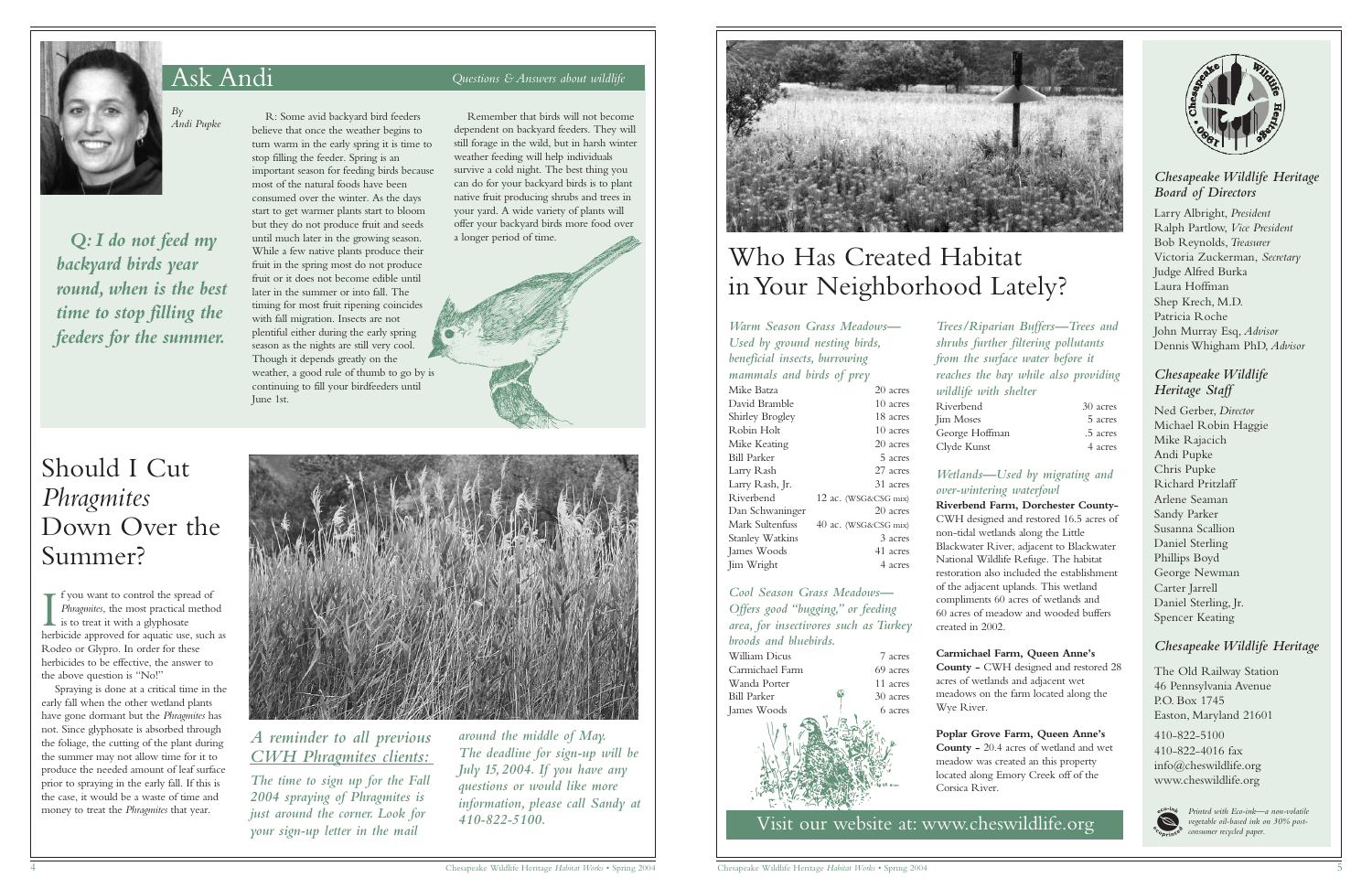# Ask Andi

*Questions & Answers about wildlife*

*By Andi Pupke*

***Q: I do not feed my backyard birds year round, when is the best time to stop filling the feeders for the summer.***

R: Some avid backyard bird feeders believe that once the weather begins to turn warm in the early spring it is time to stop filling the feeder. Spring is an important season for feeding birds because most of the natural foods have been consumed over the winter. As the days start to get warmer plants start to bloom but they do not produce fruit and seeds until much later in the growing season. While a few native plants produce their fruit in the spring most do not produce fruit or it does not become edible until later in the summer or into fall. The timing for most fruit ripening coincides with fall migration. Insects are not plentiful either during the early spring season as the nights are still very cool. Though it depends greatly on the weather, a good rule of thumb to go by is continuing to fill your birdfeeders until June 1st.

Remember that birds will not become dependent on backyard feeders. They will still forage in the wild, but in harsh winter weather feeding will help individuals survive a cold night. The best thing you can do for your backyard birds is to plant native fruit producing shrubs and trees in your yard. A wide variety of plants will offer your backyard birds more food over a longer period of time.

# Should I Cut *Phragmites* Down Over the Summer?

If you want to control the spread of *Phragmites*, the most practical method is to treat it with a glyphosate herbicide approved for aquatic use, such as Rodeo or Glypro. In order for these herbicides to be effective, the answer to the above question is "No!"

Spraying is done at a critical time in the early fall when the other wetland plants have gone dormant but the *Phragmites* has not. Since glyphosate is absorbed through the foliage, the cutting of the plant during the summer may not allow time for it to produce the needed amount of leaf surface prior to spraying in the early fall. If this is the case, it would be a waste of time and money to treat the *Phragmites* that year.

*A reminder to all previous CWH Phragmites clients:*

*The time to sign up for the Fall 2004 spraying of Phragmites is just around the corner. Look for your sign-up letter in the mail around the middle of May. The deadline for sign-up will be July 15, 2004. If you have any questions or would like more information, please call Sandy at 410-822-5100.*

# Who Has Created Habitat in Your Neighborhood Lately?

*Warm Season Grass Meadows—Used by ground nesting birds, beneficial insects, burrowing mammals and birds of prey*

| | |
|---|---|
| Mike Batza | 20 acres |
| David Bramble | 10 acres |
| Shirley Brogley | 18 acres |
| Robin Holt | 10 acres |
| Mike Keating | 20 acres |
| Bill Parker | 5 acres |
| Larry Rash | 27 acres |
| Larry Rash, Jr. | 31 acres |
| Riverbend | 12 ac. (WSG&CSG mix) |
| Dan Schwaninger | 20 acres |
| Mark Sultenfuss | 40 ac. (WSG&CSG mix) |
| Stanley Watkins | 3 acres |
| James Woods | 41 acres |
| Jim Wright | 4 acres |

*Cool Season Grass Meadows—Offers good "bugging," or feeding area, for insectivores such as Turkey broods and bluebirds.*

| | |
|---|---|
| William Dicus | 7 acres |
| Carmichael Farm | 69 acres |
| Wanda Porter | 11 acres |
| Bill Parker | 30 acres |
| James Woods | 6 acres |

*Trees/Riparian Buffers—Trees and shrubs further filtering pollutants from the surface water before it reaches the bay while also providing wildlife with shelter*

| | |
|---|---|
| Riverbend | 30 acres |
| Jim Moses | 5 acres |
| George Hoffman | .5 acres |
| Clyde Kunst | 4 acres |

*Wetlands—Used by migrating and over-wintering waterfowl*

**Riverbend Farm, Dorchester County-** CWH designed and restored 16.5 acres of non-tidal wetlands along the Little Blackwater River, adjacent to Blackwater National Wildlife Refuge. The habitat restoration also included the establishment of the adjacent uplands. This wetland compliments 60 acres of wetlands and 60 acres of meadow and wooded buffers created in 2002.

**Carmichael Farm, Queen Anne's County -** CWH designed and restored 28 acres of wetlands and adjacent wet meadows on the farm located along the Wye River.

**Poplar Grove Farm, Queen Anne's County -** 20.4 acres of wetland and wet meadow was created an this property located along Emory Creek off of the Corsica River.

Visit our website at: www.cheswildlife.org

### *Chesapeake Wildlife Heritage Board of Directors*

Larry Albright, *President*
Ralph Partlow, *Vice President*
Bob Reynolds, *Treasurer*
Victoria Zuckerman, *Secretary*
Judge Alfred Burka
Laura Hoffman
Shep Krech, M.D.
Patricia Roche
John Murray Esq, *Advisor*
Dennis Whigham PhD, *Advisor*

### *Chesapeake Wildlife Heritage Staff*

Ned Gerber, *Director*
Michael Robin Haggie
Mike Rajacich
Andi Pupke
Chris Pupke
Richard Pritzlaff
Arlene Seaman
Sandy Parker
Susanna Scallion
Daniel Sterling
Phillips Boyd
George Newman
Carter Jarrell
Daniel Sterling, Jr.
Spencer Keating

### *Chesapeake Wildlife Heritage*

The Old Railway Station
46 Pennsylvania Avenue
P.O. Box 1745
Easton, Maryland 21601

410-822-5100
410-822-4016 fax
info@cheswildlife.org
www.cheswildlife.org

*Printed with Eco-ink—a non-volatile vegetable oil-based ink on 30% post-consumer recycled paper.*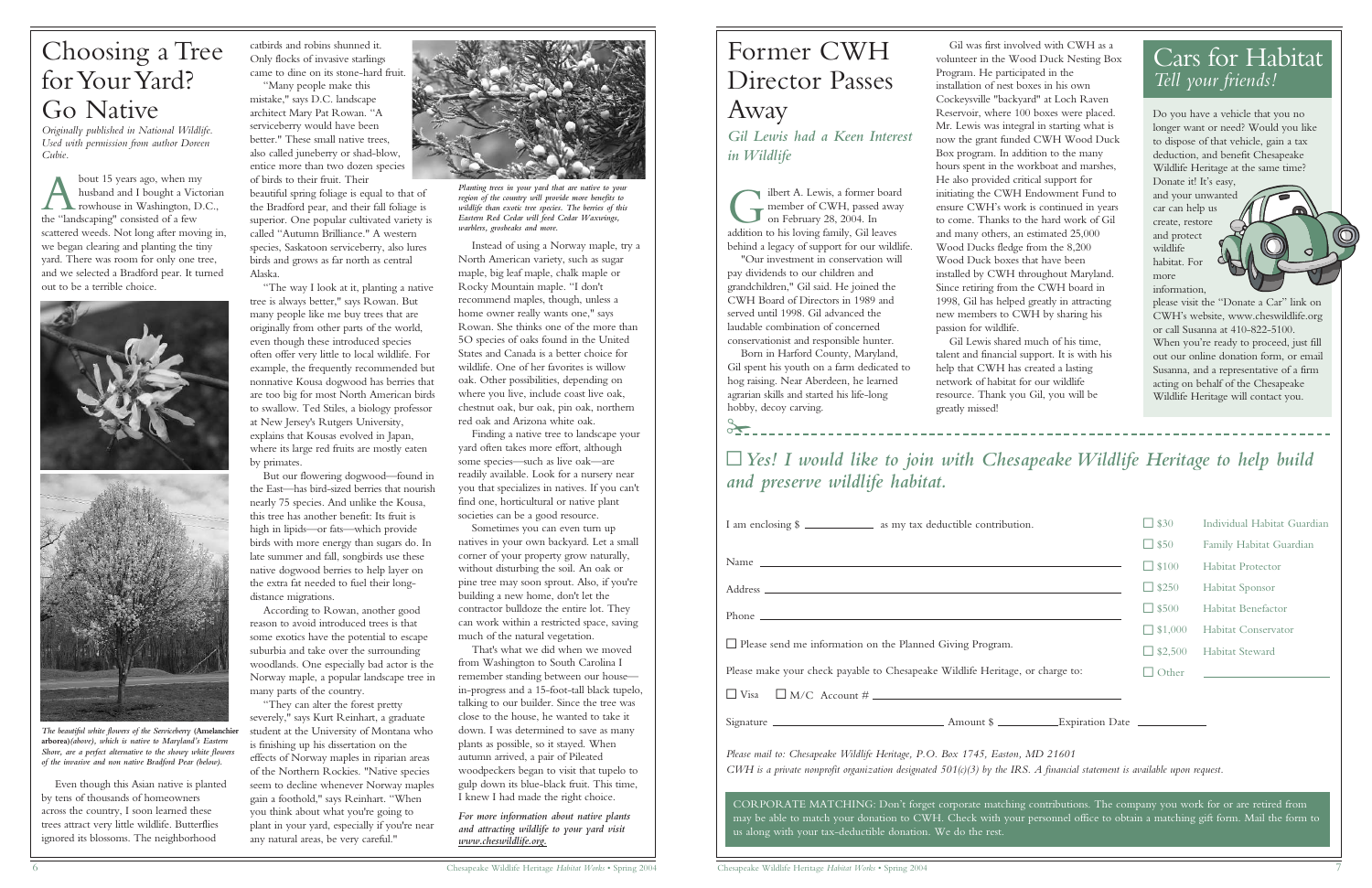# Choosing a Tree for Your Yard? Go Native

*Originally published in National Wildlife. Used with permission from author Doreen Cubie.*

About 15 years ago, when my husband and I bought a Victorian rowhouse in Washington, D.C., the "landscaping" consisted of a few scattered weeds. Not long after moving in, we began clearing and planting the tiny yard. There was room for only one tree, and we selected a Bradford pear. It turned out to be a terrible choice.

*The beautiful white flowers of the Serviceberry* **(Amelanchier arborea)***(above), which is native to Maryland's Eastern Shore, are a perfect alternative to the showy white flowers of the invasive and non native Bradford Pear (below).*

Even though this Asian native is planted by tens of thousands of homeowners across the country, I soon learned these trees attract very little wildlife. Butterflies ignored its blossoms. The neighborhood catbirds and robins shunned it. Only flocks of invasive starlings came to dine on its stone-hard fruit.

"Many people make this mistake," says D.C. landscape architect Mary Pat Rowan. "A serviceberry would have been better." These small native trees, also called juneberry or shad-blow, entice more than two dozen species of birds to their fruit. Their beautiful spring foliage is equal to that of the Bradford pear, and their fall foliage is superior. One popular cultivated variety is called "Autumn Brilliance." A western species, Saskatoon serviceberry, also lures birds and grows as far north as central Alaska.

"The way I look at it, planting a native tree is always better," says Rowan. But many people like me buy trees that are originally from other parts of the world, even though these introduced species often offer very little to local wildlife. For example, the frequently recommended but nonnative Kousa dogwood has berries that are too big for most North American birds to swallow. Ted Stiles, a biology professor at New Jersey's Rutgers University, explains that Kousas evolved in Japan, where its large red fruits are mostly eaten by primates.

But our flowering dogwood—found in the East—has bird-sized berries that nourish nearly 75 species. And unlike the Kousa, this tree has another benefit: Its fruit is high in lipids—or fats—which provide birds with more energy than sugars do. In late summer and fall, songbirds use these native dogwood berries to help layer on the extra fat needed to fuel their long-distance migrations.

According to Rowan, another good reason to avoid introduced trees is that some exotics have the potential to escape suburbia and take over the surrounding woodlands. One especially bad actor is the Norway maple, a popular landscape tree in many parts of the country.

"They can alter the forest pretty severely," says Kurt Reinhart, a graduate student at the University of Montana who is finishing up his dissertation on the effects of Norway maples in riparian areas of the Northern Rockies. "Native species seem to decline whenever Norway maples gain a foothold," says Reinhart. "When you think about what you're going to plant in your yard, especially if you're near any natural areas, be very careful."

*Planting trees in your yard that are native to your region of the country will provide more benefits to wildlife than exotic tree species. The berries of this Eastern Red Cedar will feed Cedar Waxwings, warblers, grosbeaks and more.*

Instead of using a Norway maple, try a North American variety, such as sugar maple, big leaf maple, chalk maple or Rocky Mountain maple. "I don't recommend maples, though, unless a home owner really wants one," says Rowan. She thinks one of the more than 5O species of oaks found in the United States and Canada is a better choice for wildlife. One of her favorites is willow oak. Other possibilities, depending on where you live, include coast live oak, chestnut oak, bur oak, pin oak, northern red oak and Arizona white oak.

Finding a native tree to landscape your yard often takes more effort, although some species—such as live oak—are readily available. Look for a nursery near you that specializes in natives. If you can't find one, horticultural or native plant societies can be a good resource.

Sometimes you can even turn up natives in your own backyard. Let a small corner of your property grow naturally, without disturbing the soil. An oak or pine tree may soon sprout. Also, if you're building a new home, don't let the contractor bulldoze the entire lot. They can work within a restricted space, saving much of the natural vegetation.

That's what we did when we moved from Washington to South Carolina I remember standing between our house—in-progress and a 15-foot-tall black tupelo, talking to our builder. Since the tree was close to the house, he wanted to take it down. I was determined to save as many plants as possible, so it stayed. When autumn arrived, a pair of Pileated woodpeckers began to visit that tupelo to gulp down its blue-black fruit. This time, I knew I had made the right choice.

***For more information about native plants and attracting wildlife to your yard visit www.cheswildlife.org.***

# Former CWH Director Passes Away

## *Gil Lewis had a Keen Interest in Wildlife*

Gilbert A. Lewis, a former board member of CWH, passed away on February 28, 2004. In addition to his loving family, Gil leaves behind a legacy of support for our wildlife.

"Our investment in conservation will pay dividends to our children and grandchildren," Gil said. He joined the CWH Board of Directors in 1989 and served until 1998. Gil advanced the laudable combination of concerned conservationist and responsible hunter.

Born in Harford County, Maryland, Gil spent his youth on a farm dedicated to hog raising. Near Aberdeen, he learned agrarian skills and started his life-long hobby, decoy carving.

Gil was first involved with CWH as a volunteer in the Wood Duck Nesting Box Program. He participated in the installation of nest boxes in his own Cockeysville "backyard" at Loch Raven Reservoir, where 100 boxes were placed. Mr. Lewis was integral in starting what is now the grant funded CWH Wood Duck Box program. In addition to the many hours spent in the workboat and marshes, He also provided critical support for initiating the CWH Endowment Fund to ensure CWH's work is continued in years to come. Thanks to the hard work of Gil and many others, an estimated 25,000 Wood Ducks fledge from the 8,200 Wood Duck boxes that have been installed by CWH throughout Maryland. Since retiring from the CWH board in 1998, Gil has helped greatly in attracting new members to CWH by sharing his passion for wildlife.

Gil Lewis shared much of his time, talent and financial support. It is with his help that CWH has created a lasting network of habitat for our wildlife resource. Thank you Gil, you will be greatly missed!

# Cars for Habitat

## *Tell your friends!*

Do you have a vehicle that you no longer want or need? Would you like to dispose of that vehicle, gain a tax deduction, and benefit Chesapeake Wildlife Heritage at the same time? Donate it! It's easy, and your unwanted car can help us create, restore and protect wildlife habitat. For more information, please visit the "Donate a Car" link on CWH's website, www.cheswildlife.org or call Susanna at 410-822-5100. When you're ready to proceed, just fill out our online donation form, or email Susanna, and a representative of a firm acting on behalf of the Chesapeake Wildlife Heritage will contact you.

## ☐ *Yes! I would like to join with Chesapeake Wildlife Heritage to help build and preserve wildlife habitat.*

I am enclosing $ __________ as my tax deductible contribution.

Name ____________________

Address ____________________

Phone ____________________

☐ Please send me information on the Planned Giving Program.

Please make your check payable to Chesapeake Wildlife Heritage, or charge to:

☐ Visa ☐ M/C Account # ____________________

Signature ____________________ Amount $ __________ Expiration Date __________

- ☐ $30 Individual Habitat Guardian
- ☐ $50 Family Habitat Guardian
- ☐ $100 Habitat Protector
- ☐ $250 Habitat Sponsor
- ☐ $500 Habitat Benefactor
- ☐ $1,000 Habitat Conservator
- ☐ $2,500 Habitat Steward
- ☐ Other __________

*Please mail to: Chesapeake Wildlife Heritage, P.O. Box 1745, Easton, MD 21601*

*CWH is a private nonprofit organization designated 501(c)(3) by the IRS. A financial statement is available upon request.*

CORPORATE MATCHING: Don't forget corporate matching contributions. The company you work for or are retired from may be able to match your donation to CWH. Check with your personnel office to obtain a matching gift form. Mail the form to us along with your tax-deductible donation. We do the rest.